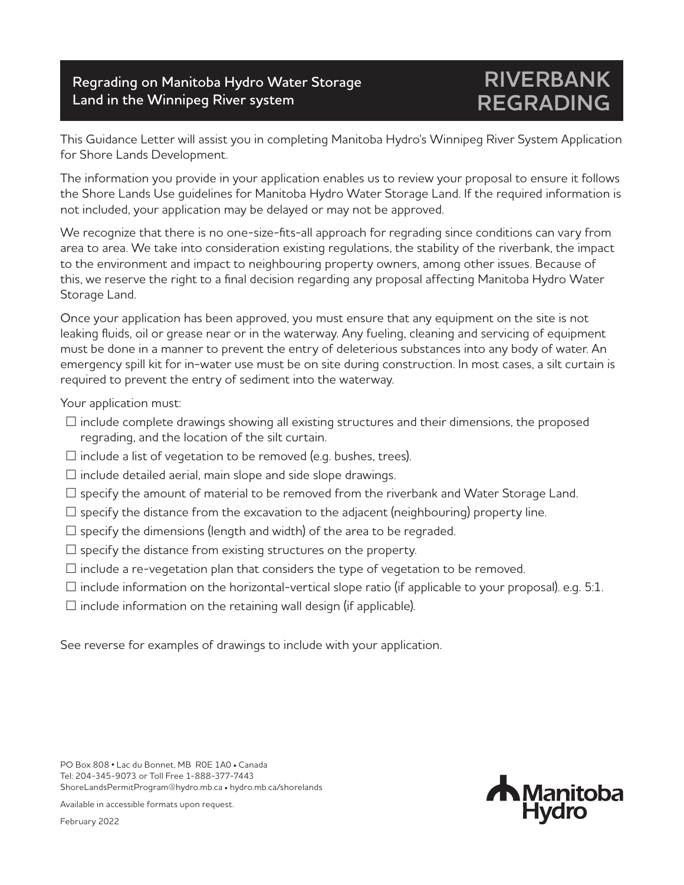# Regrading on Manitoba Hydro Water Storage Land in the Winnipeg River system

# RIVERBANK REGRADING

This Guidance Letter will assist you in completing Manitoba Hydro's Winnipeg River System Application for Shore Lands Development.

The information you provide in your application enables us to review your proposal to ensure it follows the Shore Lands Use guidelines for Manitoba Hydro Water Storage Land. If the required information is not included, your application may be delayed or may not be approved.

We recognize that there is no one-size-fits-all approach for regrading since conditions can vary from area to area. We take into consideration existing regulations, the stability of the riverbank, the impact to the environment and impact to neighbouring property owners, among other issues. Because of this, we reserve the right to a final decision regarding any proposal affecting Manitoba Hydro Water Storage Land.

Once your application has been approved, you must ensure that any equipment on the site is not leaking fluids, oil or grease near or in the waterway. Any fueling, cleaning and servicing of equipment must be done in a manner to prevent the entry of deleterious substances into any body of water. An emergency spill kit for in-water use must be on site during construction. In most cases, a silt curtain is required to prevent the entry of sediment into the waterway.

Your application must:

- ☐ include complete drawings showing all existing structures and their dimensions, the proposed regrading, and the location of the silt curtain.
- ☐ include a list of vegetation to be removed (e.g. bushes, trees).
- ☐ include detailed aerial, main slope and side slope drawings.
- ☐ specify the amount of material to be removed from the riverbank and Water Storage Land.
- ☐ specify the distance from the excavation to the adjacent (neighbouring) property line.
- ☐ specify the dimensions (length and width) of the area to be regraded.
- ☐ specify the distance from existing structures on the property.
- ☐ include a re-vegetation plan that considers the type of vegetation to be removed.
- ☐ include information on the horizontal-vertical slope ratio (if applicable to your proposal). e.g. 5:1.
- ☐ include information on the retaining wall design (if applicable).

See reverse for examples of drawings to include with your application.

PO Box 808 • Lac du Bonnet, MB R0E 1A0 • Canada
Tel: 204-345-9073 or Toll Free 1-888-377-7443
ShoreLandsPermitProgram@hydro.mb.ca • hydro.mb.ca/shorelands

Available in accessible formats upon request.

February 2022

Manitoba Hydro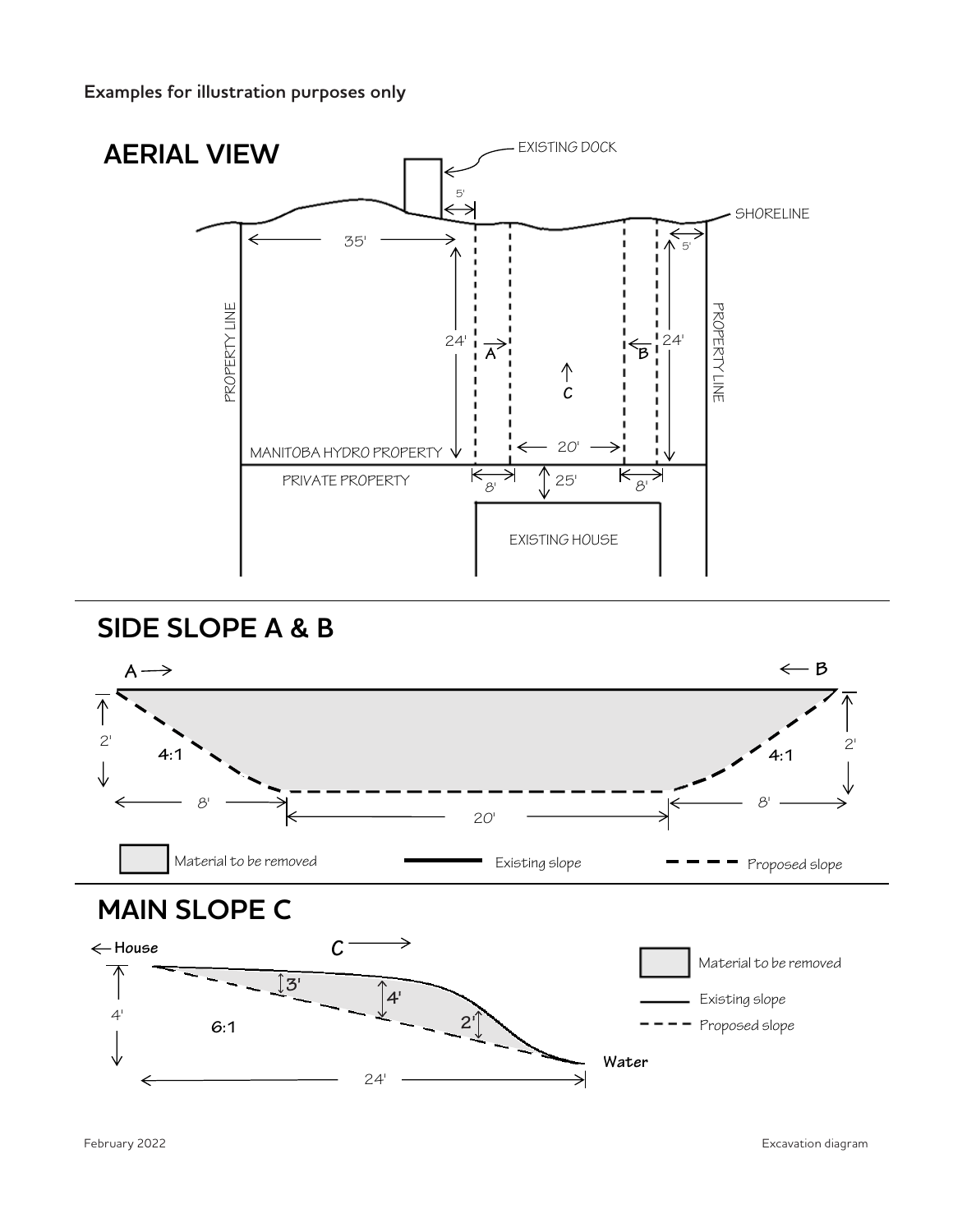Examples for illustration purposes only

## AERIAL VIEW

EXISTING DOCK

SHORELINE

5'

35'

24'

A

C

B

24'

5'

PROPERTY LINE

PROPERTY LINE

MANITOBA HYDRO PROPERTY

20'

PRIVATE PROPERTY

8'

25'

8'

EXISTING HOUSE

## SIDE SLOPE A & B

A

B

2'

4:1

4:1

2'

8'

20'

8'

Material to be removed

Existing slope

Proposed slope

## MAIN SLOPE C

House

C

3'

4'

4'

6:1

2'

Water

24'

Material to be removed

Existing slope

Proposed slope